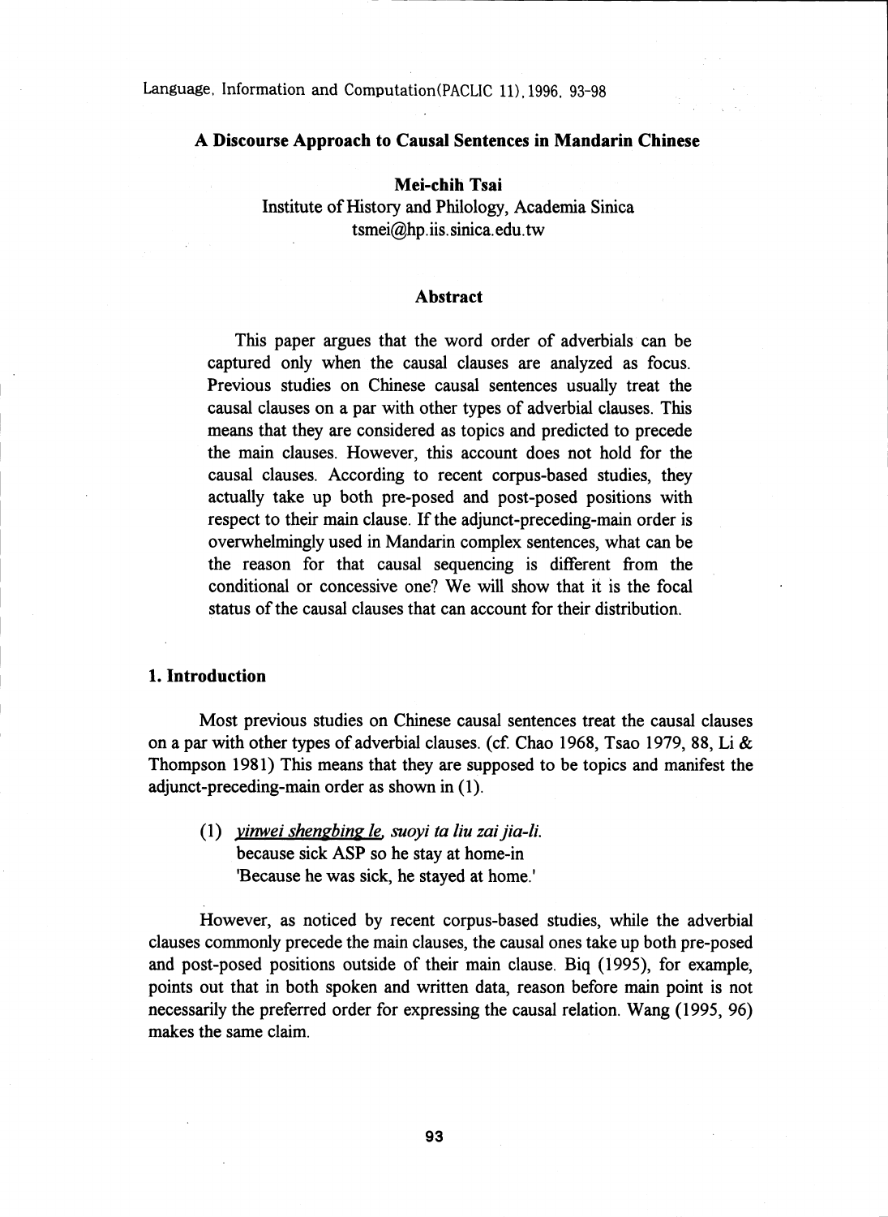# A Discourse Approach to Causal Sentences in Mandarin Chinese

**Mei-chih Tsai**

Institute of History and Philology, Academia Sinica

tsmei@hp.iis.sinica.edu.tw

## Abstract

This paper argues that the word order of adverbials can be captured only when the causal clauses are analyzed as focus. Previous studies on Chinese causal sentences usually treat the causal clauses on a par with other types of adverbial clauses. This means that they are considered as topics and predicted to precede the main clauses. However, this account does not hold for the causal clauses. According to recent corpus-based studies, they actually take up both pre-posed and post-posed positions with respect to their main clause. If the adjunct-preceding-main order is overwhelmingly used in Mandarin complex sentences, what can be the reason for that causal sequencing is different from the conditional or concessive one? We will show that it is the focal status of the causal clauses that can account for their distribution.

## 1. Introduction

Most previous studies on Chinese causal sentences treat the causal clauses on a par with other types of adverbial clauses. (cf. Chao 1968, Tsao 1979, 88, Li & Thompson 1981) This means that they are supposed to be topics and manifest the adjunct-preceding-main order as shown in (1).

(1) *yinwei shengbing le, suoyi ta liu zai jia-li.*
because sick ASP so he stay at home-in
'Because he was sick, he stayed at home.'

However, as noticed by recent corpus-based studies, while the adverbial clauses commonly precede the main clauses, the causal ones take up both pre-posed and post-posed positions outside of their main clause. Biq (1995), for example, points out that in both spoken and written data, reason before main point is not necessarily the preferred order for expressing the causal relation. Wang (1995, 96) makes the same claim.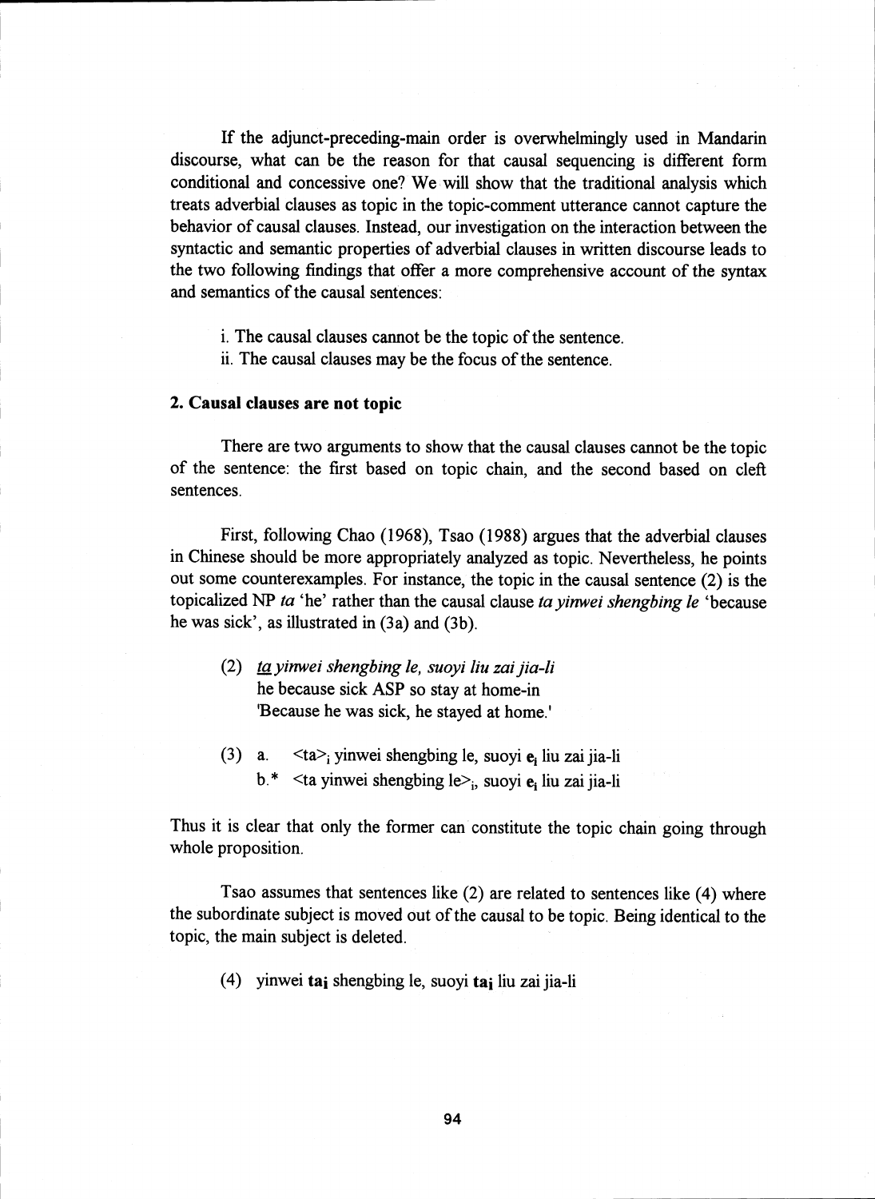If the adjunct-preceding-main order is overwhelmingly used in Mandarin discourse, what can be the reason for that causal sequencing is different form conditional and concessive one? We will show that the traditional analysis which treats adverbial clauses as topic in the topic-comment utterance cannot capture the behavior of causal clauses. Instead, our investigation on the interaction between the syntactic and semantic properties of adverbial clauses in written discourse leads to the two following findings that offer a more comprehensive account of the syntax and semantics of the causal sentences:

i. The causal clauses cannot be the topic of the sentence.
ii. The causal clauses may be the focus of the sentence.

## 2. Causal clauses are not topic

There are two arguments to show that the causal clauses cannot be the topic of the sentence: the first based on topic chain, and the second based on cleft sentences.

First, following Chao (1968), Tsao (1988) argues that the adverbial clauses in Chinese should be more appropriately analyzed as topic. Nevertheless, he points out some counterexamples. For instance, the topic in the causal sentence (2) is the topicalized NP *ta* 'he' rather than the causal clause *ta yinwei shengbing le* 'because he was sick', as illustrated in (3a) and (3b).

(2) *<u>ta</u> yinwei shengbing le, suoyi liu zai jia-li*
he because sick ASP so stay at home-in
'Because he was sick, he stayed at home.'

(3) a. <ta>$_i$ yinwei shengbing le, suoyi **e**$_i$ liu zai jia-li
b.* <ta yinwei shengbing le>$_i$, suoyi **e**$_i$ liu zai jia-li

Thus it is clear that only the former can constitute the topic chain going through whole proposition.

Tsao assumes that sentences like (2) are related to sentences like (4) where the subordinate subject is moved out of the causal to be topic. Being identical to the topic, the main subject is deleted.

(4) yinwei **ta**$_i$ shengbing le, suoyi **ta**$_i$ liu zai jia-li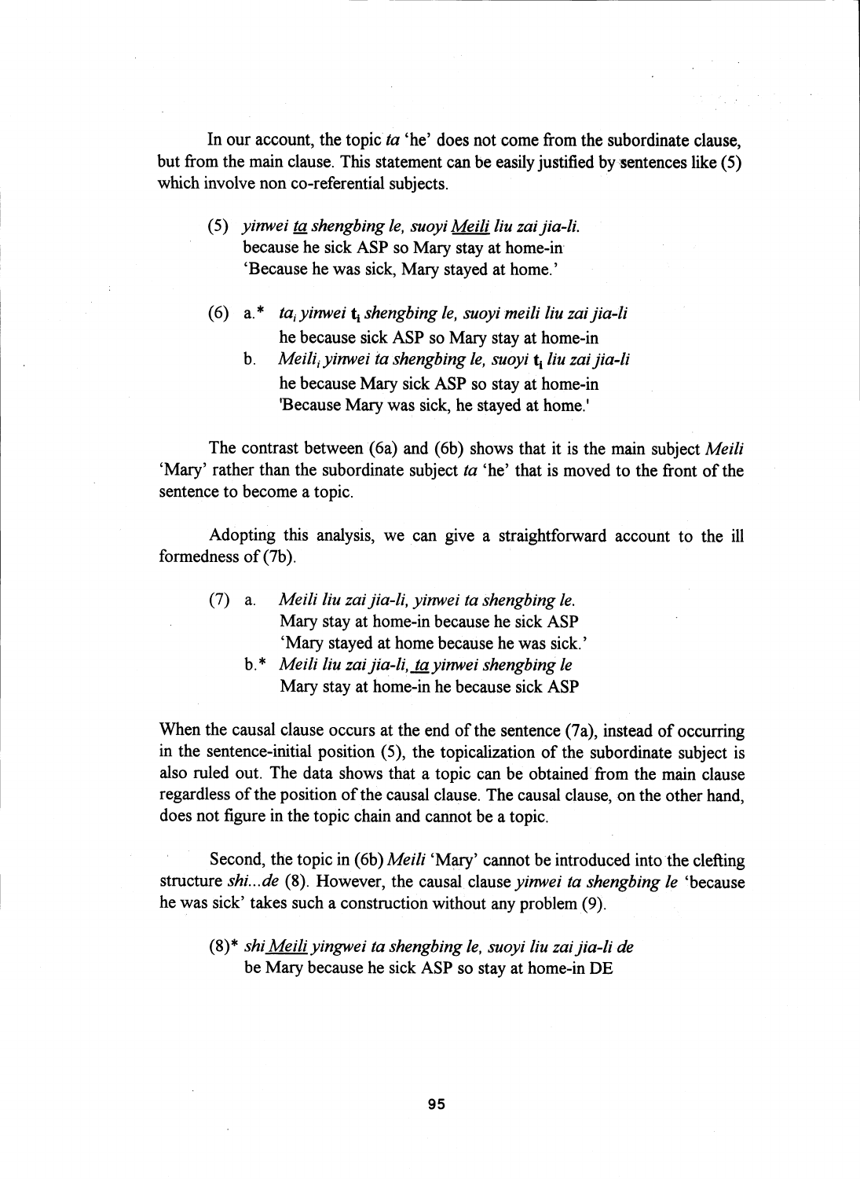In our account, the topic *ta* 'he' does not come from the subordinate clause, but from the main clause. This statement can be easily justified by sentences like (5) which involve non co-referential subjects.

(5) *yinwei <u>ta</u> shengbing le, suoyi <u>Meili</u> liu zai jia-li.*
because he sick ASP so Mary stay at home-in
'Because he was sick, Mary stayed at home.'

(6) a.\* *$ta_i$ yinwei* $\mathbf{t_i}$ *shengbing le, suoyi meili liu zai jia-li*
he because sick ASP so Mary stay at home-in

b. *$Meili_i$ yinwei ta shengbing le, suoyi* $\mathbf{t_i}$ *liu zai jia-li*
he because Mary sick ASP so stay at home-in
'Because Mary was sick, he stayed at home.'

The contrast between (6a) and (6b) shows that it is the main subject *Meili* 'Mary' rather than the subordinate subject *ta* 'he' that is moved to the front of the sentence to become a topic.

Adopting this analysis, we can give a straightforward account to the ill formedness of (7b).

(7) a. *Meili liu zai jia-li, yinwei ta shengbing le.*
Mary stay at home-in because he sick ASP
'Mary stayed at home because he was sick.'

b.\* *Meili liu zai jia-li, <u>ta</u> yinwei shengbing le*
Mary stay at home-in he because sick ASP

When the causal clause occurs at the end of the sentence (7a), instead of occurring in the sentence-initial position (5), the topicalization of the subordinate subject is also ruled out. The data shows that a topic can be obtained from the main clause regardless of the position of the causal clause. The causal clause, on the other hand, does not figure in the topic chain and cannot be a topic.

Second, the topic in (6b) *Meili* 'Mary' cannot be introduced into the clefting structure *shi...de* (8). However, the causal clause *yinwei ta shengbing le* 'because he was sick' takes such a construction without any problem (9).

(8)\* *shi <u>Meili</u> yingwei ta shengbing le, suoyi liu zai jia-li de*
be Mary because he sick ASP so stay at home-in DE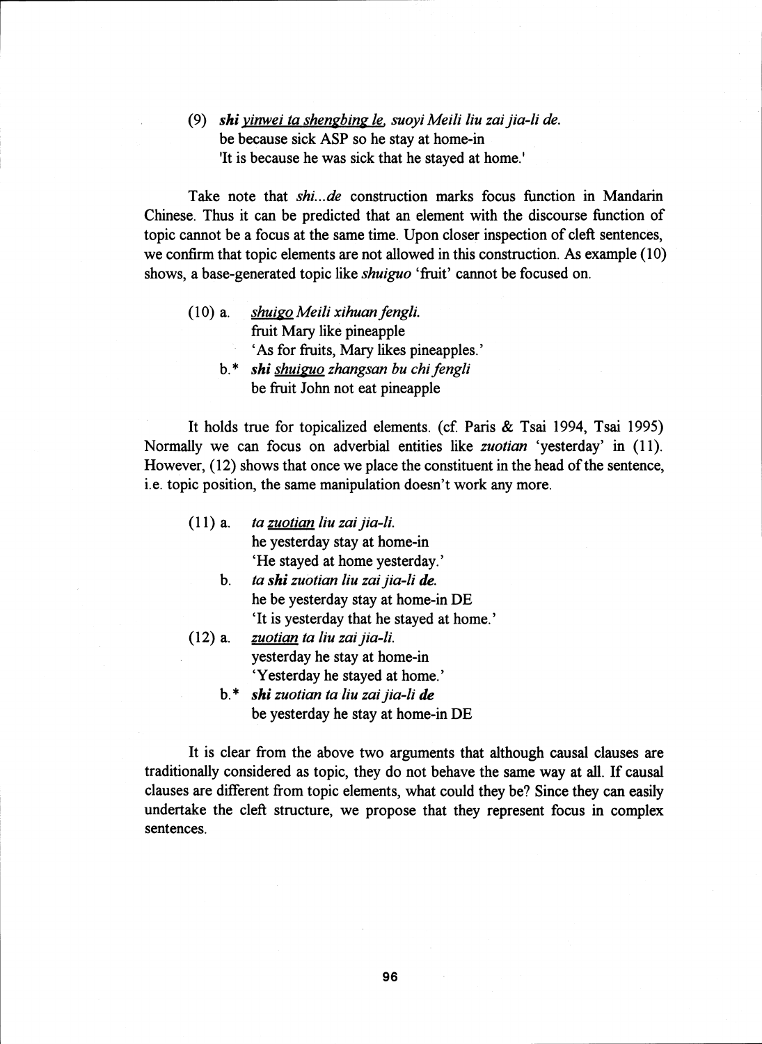(9) ***shi*** *yinwei ta shengbing le, suoyi Meili liu zai jia-li de.*
be because sick ASP so he stay at home-in
'It is because he was sick that he stayed at home.'

Take note that *shi...de* construction marks focus function in Mandarin Chinese. Thus it can be predicted that an element with the discourse function of topic cannot be a focus at the same time. Upon closer inspection of cleft sentences, we confirm that topic elements are not allowed in this construction. As example (10) shows, a base-generated topic like *shuiguo* 'fruit' cannot be focused on.

(10) a. *shuigo Meili xihuan fengli.*
fruit Mary like pineapple
'As for fruits, Mary likes pineapples.'

b.* ***shi*** *shuiguo zhangsan bu chi fengli*
be fruit John not eat pineapple

It holds true for topicalized elements. (cf. Paris & Tsai 1994, Tsai 1995) Normally we can focus on adverbial entities like *zuotian* 'yesterday' in (11). However, (12) shows that once we place the constituent in the head of the sentence, i.e. topic position, the same manipulation doesn't work any more.

(11) a. *ta zuotian liu zai jia-li.*
he yesterday stay at home-in
'He stayed at home yesterday.'

b. *ta **shi** zuotian liu zai jia-li **de**.*
he be yesterday stay at home-in DE
'It is yesterday that he stayed at home.'

(12) a. *zuotian ta liu zai jia-li.*
yesterday he stay at home-in
'Yesterday he stayed at home.'

b.* ***shi*** *zuotian ta liu zai jia-li* ***de***
be yesterday he stay at home-in DE

It is clear from the above two arguments that although causal clauses are traditionally considered as topic, they do not behave the same way at all. If causal clauses are different from topic elements, what could they be? Since they can easily undertake the cleft structure, we propose that they represent focus in complex sentences.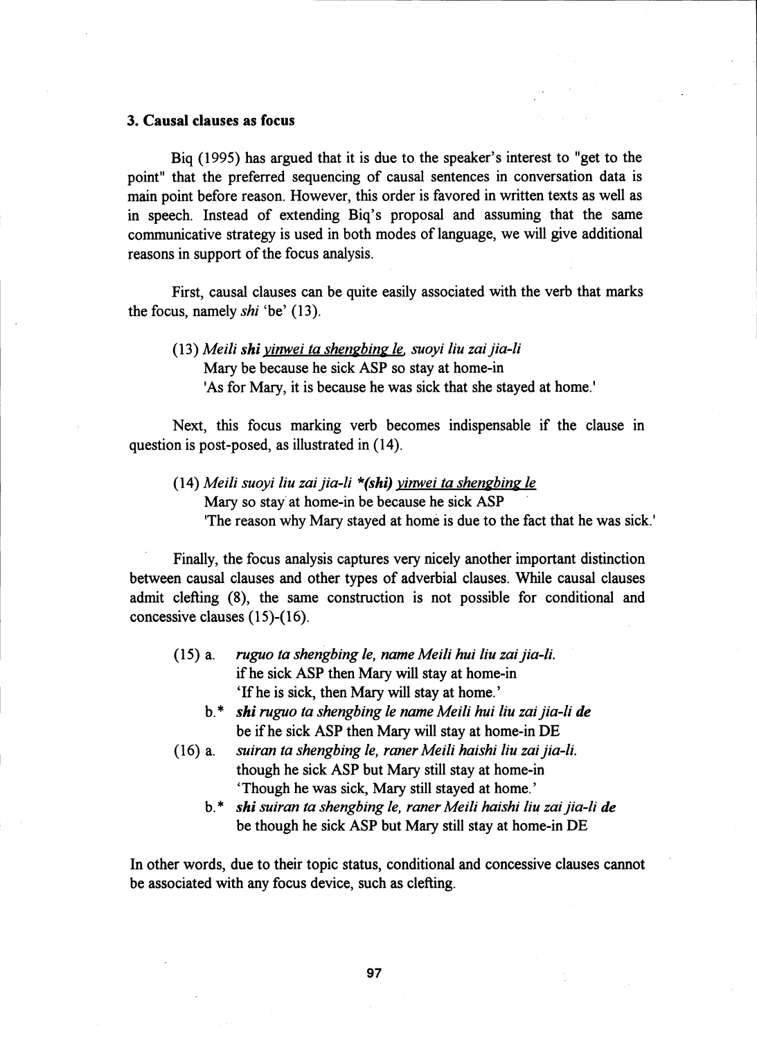### 3. Causal clauses as focus

Biq (1995) has argued that it is due to the speaker's interest to "get to the point" that the preferred sequencing of causal sentences in conversation data is main point before reason. However, this order is favored in written texts as well as in speech. Instead of extending Biq's proposal and assuming that the same communicative strategy is used in both modes of language, we will give additional reasons in support of the focus analysis.

First, causal clauses can be quite easily associated with the verb that marks the focus, namely *shi* 'be' (13).

> (13) *Meili* ***shi*** *<u>yinwei ta shengbing le</u>, suoyi liu zai jia-li*
> Mary be because he sick ASP so stay at home-in
> 'As for Mary, it is because he was sick that she stayed at home.'

Next, this focus marking verb becomes indispensable if the clause in question is post-posed, as illustrated in (14).

> (14) *Meili suoyi liu zai jia-li* ***\*(shi)*** *<u>yinwei ta shengbing le</u>*
> Mary so stay at home-in be because he sick ASP
> 'The reason why Mary stayed at home is due to the fact that he was sick.'

Finally, the focus analysis captures very nicely another important distinction between causal clauses and other types of adverbial clauses. While causal clauses admit clefting (8), the same construction is not possible for conditional and concessive clauses (15)-(16).

> (15) a. *ruguo ta shengbing le, name Meili hui liu zai jia-li.*
> if he sick ASP then Mary will stay at home-in
> 'If he is sick, then Mary will stay at home.'
>
> b.\* ***shi*** *ruguo ta shengbing le name Meili hui liu zai jia-li* ***de***
> be if he sick ASP then Mary will stay at home-in DE
>
> (16) a. *suiran ta shengbing le, raner Meili haishi liu zai jia-li.*
> though he sick ASP but Mary still stay at home-in
> 'Though he was sick, Mary still stayed at home.'
>
> b.\* ***shi*** *suiran ta shengbing le, raner Meili haishi liu zai jia-li* ***de***
> be though he sick ASP but Mary still stay at home-in DE

In other words, due to their topic status, conditional and concessive clauses cannot be associated with any focus device, such as clefting.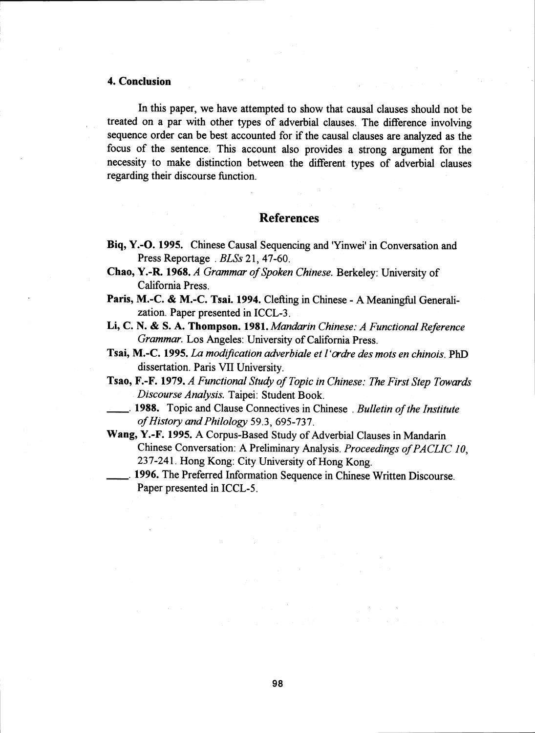## 4. Conclusion

In this paper, we have attempted to show that causal clauses should not be treated on a par with other types of adverbial clauses. The difference involving sequence order can be best accounted for if the causal clauses are analyzed as the focus of the sentence. This account also provides a strong argument for the necessity to make distinction between the different types of adverbial clauses regarding their discourse function.

## References

**Biq, Y.-O. 1995.** Chinese Causal Sequencing and 'Yinwei' in Conversation and Press Reportage . *BLSs* 21, 47-60.

**Chao, Y.-R. 1968.** *A Grammar of Spoken Chinese.* Berkeley: University of California Press.

**Paris, M.-C. & M.-C. Tsai. 1994.** Clefting in Chinese - A Meaningful Generalization. Paper presented in ICCL-3.

**Li, C. N. & S. A. Thompson. 1981.** *Mandarin Chinese: A Functional Reference Grammar.* Los Angeles: University of California Press.

**Tsai, M.-C. 1995.** *La modification adverbiale et l'ordre des mots en chinois.* PhD dissertation. Paris VII University.

**Tsao, F.-F. 1979.** *A Functional Study of Topic in Chinese: The First Step Towards Discourse Analysis.* Taipei: Student Book.

____. **1988.** Topic and Clause Connectives in Chinese . *Bulletin of the Institute of History and Philology* 59.3, 695-737.

**Wang, Y.-F. 1995.** A Corpus-Based Study of Adverbial Clauses in Mandarin Chinese Conversation: A Preliminary Analysis. *Proceedings of PACLIC 10*, 237-241. Hong Kong: City University of Hong Kong.

____. **1996.** The Preferred Information Sequence in Chinese Written Discourse. Paper presented in ICCL-5.